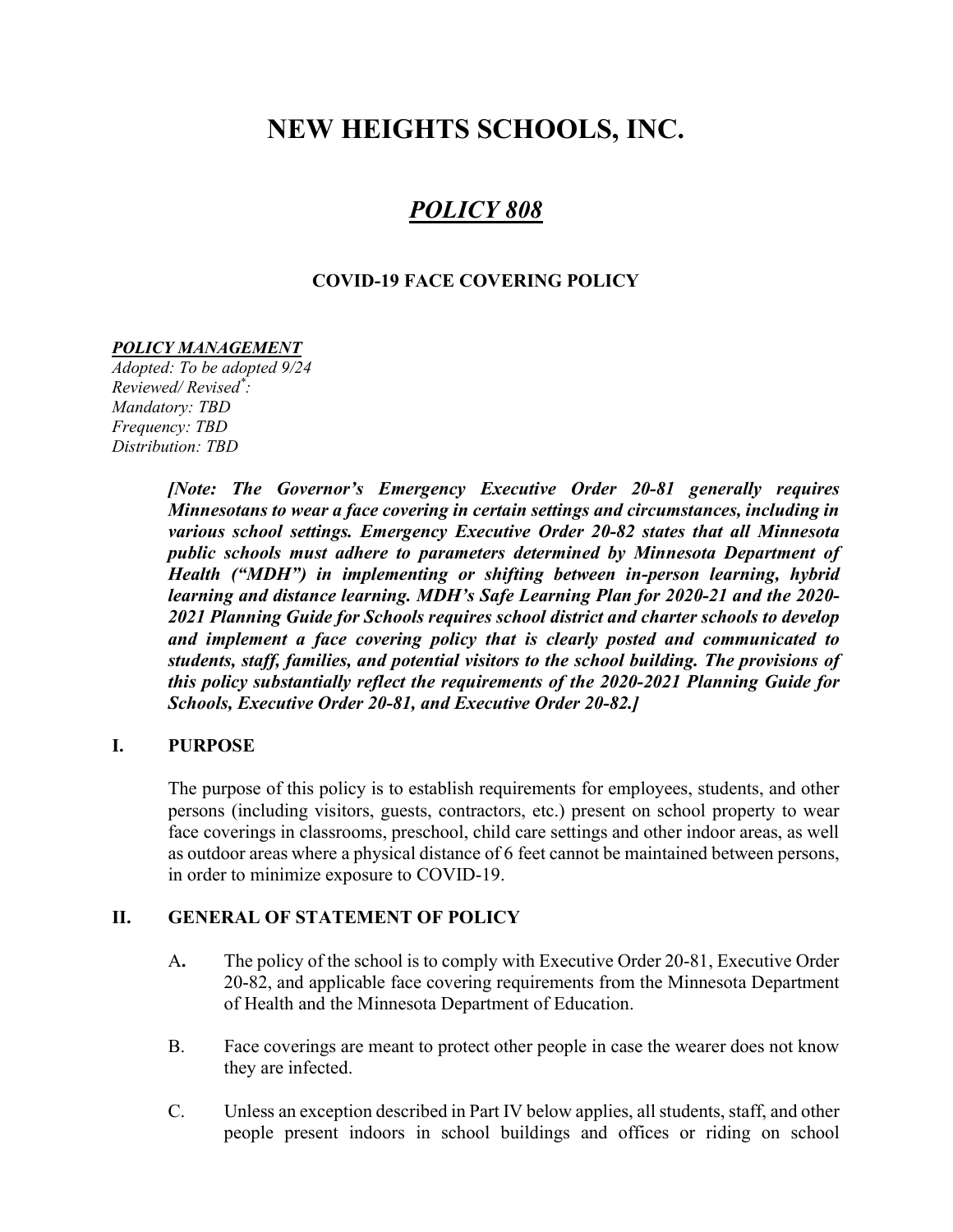# NEW HEIGHTS SCHOOLS, INC.

## *POLICY 808*

### COVID-19 FACE COVERING POLICY

***POLICY MANAGEMENT***

*Adopted: To be adopted 9/24*
*Reviewed/ Revised*\*:*
*Mandatory: TBD*
*Frequency: TBD*
*Distribution: TBD*

> ***[Note: The Governor's Emergency Executive Order 20-81 generally requires Minnesotans to wear a face covering in certain settings and circumstances, including in various school settings. Emergency Executive Order 20-82 states that all Minnesota public schools must adhere to parameters determined by Minnesota Department of Health ("MDH") in implementing or shifting between in-person learning, hybrid learning and distance learning. MDH's Safe Learning Plan for 2020-21 and the 2020-2021 Planning Guide for Schools requires school district and charter schools to develop and implement a face covering policy that is clearly posted and communicated to students, staff, families, and potential visitors to the school building. The provisions of this policy substantially reflect the requirements of the 2020-2021 Planning Guide for Schools, Executive Order 20-81, and Executive Order 20-82.]***

## I. PURPOSE

The purpose of this policy is to establish requirements for employees, students, and other persons (including visitors, guests, contractors, etc.) present on school property to wear face coverings in classrooms, preschool, child care settings and other indoor areas, as well as outdoor areas where a physical distance of 6 feet cannot be maintained between persons, in order to minimize exposure to COVID-19.

## II. GENERAL OF STATEMENT OF POLICY

A. The policy of the school is to comply with Executive Order 20-81, Executive Order 20-82, and applicable face covering requirements from the Minnesota Department of Health and the Minnesota Department of Education.

B. Face coverings are meant to protect other people in case the wearer does not know they are infected.

C. Unless an exception described in Part IV below applies, all students, staff, and other people present indoors in school buildings and offices or riding on school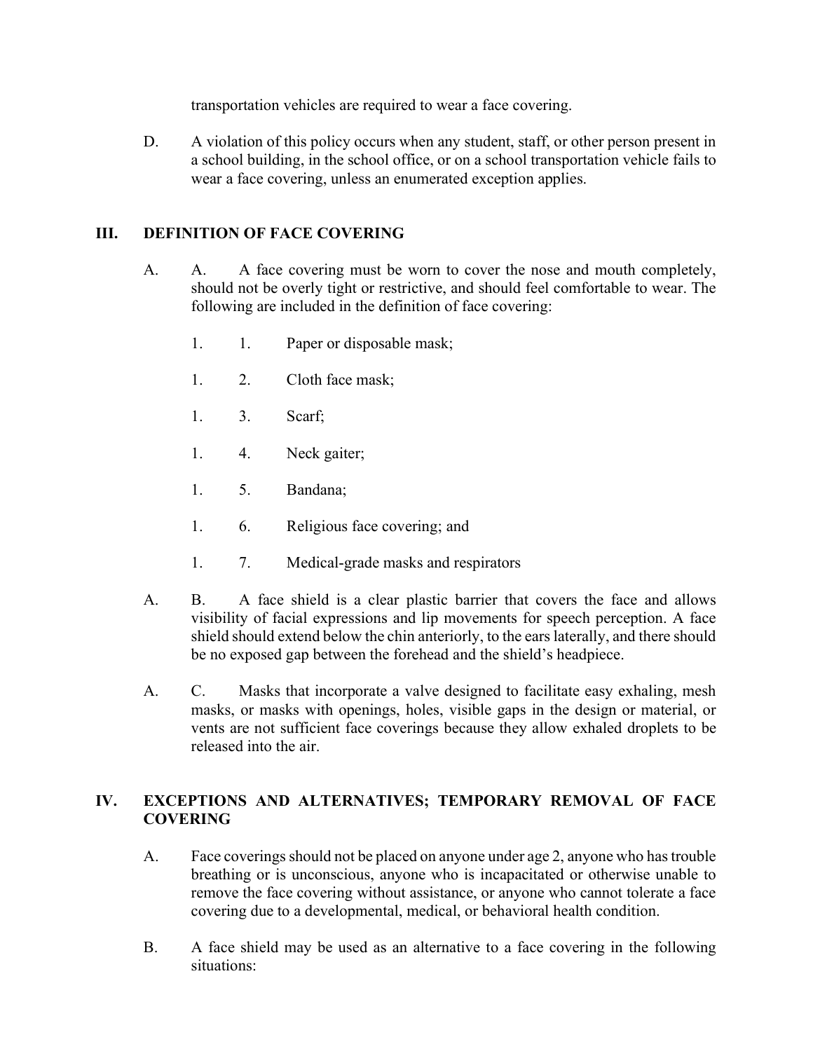transportation vehicles are required to wear a face covering.

D. A violation of this policy occurs when any student, staff, or other person present in a school building, in the school office, or on a school transportation vehicle fails to wear a face covering, unless an enumerated exception applies.

## III. DEFINITION OF FACE COVERING

A. A. A face covering must be worn to cover the nose and mouth completely, should not be overly tight or restrictive, and should feel comfortable to wear. The following are included in the definition of face covering:

1. 1. Paper or disposable mask;

1. 2. Cloth face mask;

1. 3. Scarf;

1. 4. Neck gaiter;

1. 5. Bandana;

1. 6. Religious face covering; and

1. 7. Medical-grade masks and respirators

A. B. A face shield is a clear plastic barrier that covers the face and allows visibility of facial expressions and lip movements for speech perception. A face shield should extend below the chin anteriorly, to the ears laterally, and there should be no exposed gap between the forehead and the shield's headpiece.

A. C. Masks that incorporate a valve designed to facilitate easy exhaling, mesh masks, or masks with openings, holes, visible gaps in the design or material, or vents are not sufficient face coverings because they allow exhaled droplets to be released into the air.

## IV. EXCEPTIONS AND ALTERNATIVES; TEMPORARY REMOVAL OF FACE COVERING

A. Face coverings should not be placed on anyone under age 2, anyone who has trouble breathing or is unconscious, anyone who is incapacitated or otherwise unable to remove the face covering without assistance, or anyone who cannot tolerate a face covering due to a developmental, medical, or behavioral health condition.

B. A face shield may be used as an alternative to a face covering in the following situations: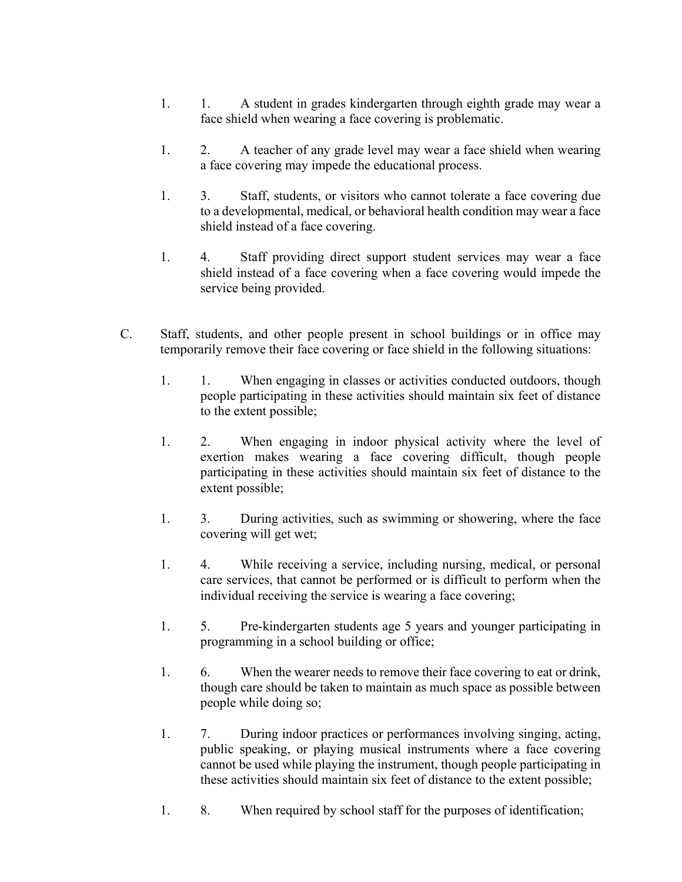1. 1. A student in grades kindergarten through eighth grade may wear a face shield when wearing a face covering is problematic.

1. 2. A teacher of any grade level may wear a face shield when wearing a face covering may impede the educational process.

1. 3. Staff, students, or visitors who cannot tolerate a face covering due to a developmental, medical, or behavioral health condition may wear a face shield instead of a face covering.

1. 4. Staff providing direct support student services may wear a face shield instead of a face covering when a face covering would impede the service being provided.

C. Staff, students, and other people present in school buildings or in office may temporarily remove their face covering or face shield in the following situations:

1. 1. When engaging in classes or activities conducted outdoors, though people participating in these activities should maintain six feet of distance to the extent possible;

1. 2. When engaging in indoor physical activity where the level of exertion makes wearing a face covering difficult, though people participating in these activities should maintain six feet of distance to the extent possible;

1. 3. During activities, such as swimming or showering, where the face covering will get wet;

1. 4. While receiving a service, including nursing, medical, or personal care services, that cannot be performed or is difficult to perform when the individual receiving the service is wearing a face covering;

1. 5. Pre-kindergarten students age 5 years and younger participating in programming in a school building or office;

1. 6. When the wearer needs to remove their face covering to eat or drink, though care should be taken to maintain as much space as possible between people while doing so;

1. 7. During indoor practices or performances involving singing, acting, public speaking, or playing musical instruments where a face covering cannot be used while playing the instrument, though people participating in these activities should maintain six feet of distance to the extent possible;

1. 8. When required by school staff for the purposes of identification;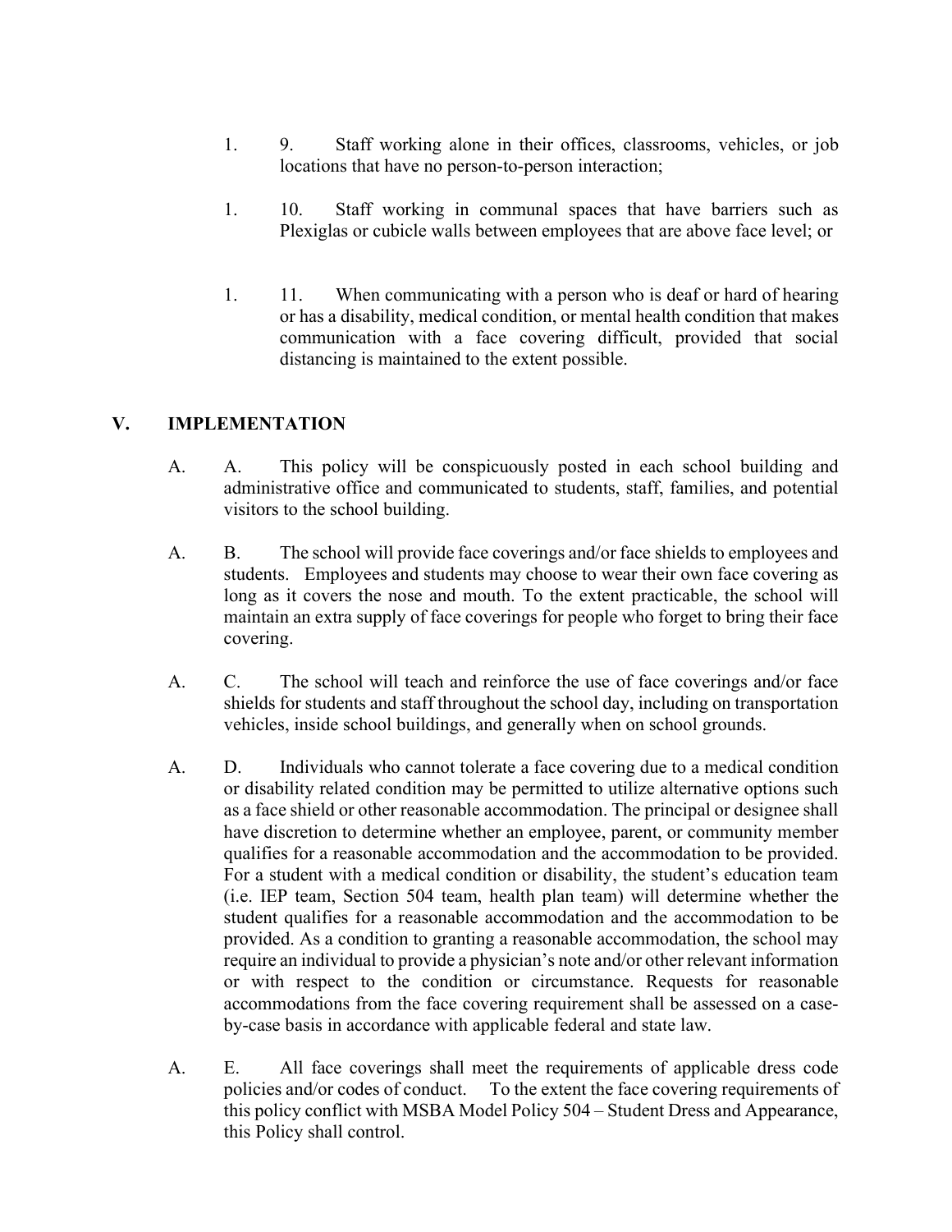1. 9. Staff working alone in their offices, classrooms, vehicles, or job locations that have no person-to-person interaction;

1. 10. Staff working in communal spaces that have barriers such as Plexiglas or cubicle walls between employees that are above face level; or

1. 11. When communicating with a person who is deaf or hard of hearing or has a disability, medical condition, or mental health condition that makes communication with a face covering difficult, provided that social distancing is maintained to the extent possible.

## V. IMPLEMENTATION

A. A. This policy will be conspicuously posted in each school building and administrative office and communicated to students, staff, families, and potential visitors to the school building.

A. B. The school will provide face coverings and/or face shields to employees and students. Employees and students may choose to wear their own face covering as long as it covers the nose and mouth. To the extent practicable, the school will maintain an extra supply of face coverings for people who forget to bring their face covering.

A. C. The school will teach and reinforce the use of face coverings and/or face shields for students and staff throughout the school day, including on transportation vehicles, inside school buildings, and generally when on school grounds.

A. D. Individuals who cannot tolerate a face covering due to a medical condition or disability related condition may be permitted to utilize alternative options such as a face shield or other reasonable accommodation. The principal or designee shall have discretion to determine whether an employee, parent, or community member qualifies for a reasonable accommodation and the accommodation to be provided. For a student with a medical condition or disability, the student's education team (i.e. IEP team, Section 504 team, health plan team) will determine whether the student qualifies for a reasonable accommodation and the accommodation to be provided. As a condition to granting a reasonable accommodation, the school may require an individual to provide a physician's note and/or other relevant information or with respect to the condition or circumstance. Requests for reasonable accommodations from the face covering requirement shall be assessed on a case-by-case basis in accordance with applicable federal and state law.

A. E. All face coverings shall meet the requirements of applicable dress code policies and/or codes of conduct. To the extent the face covering requirements of this policy conflict with MSBA Model Policy 504 – Student Dress and Appearance, this Policy shall control.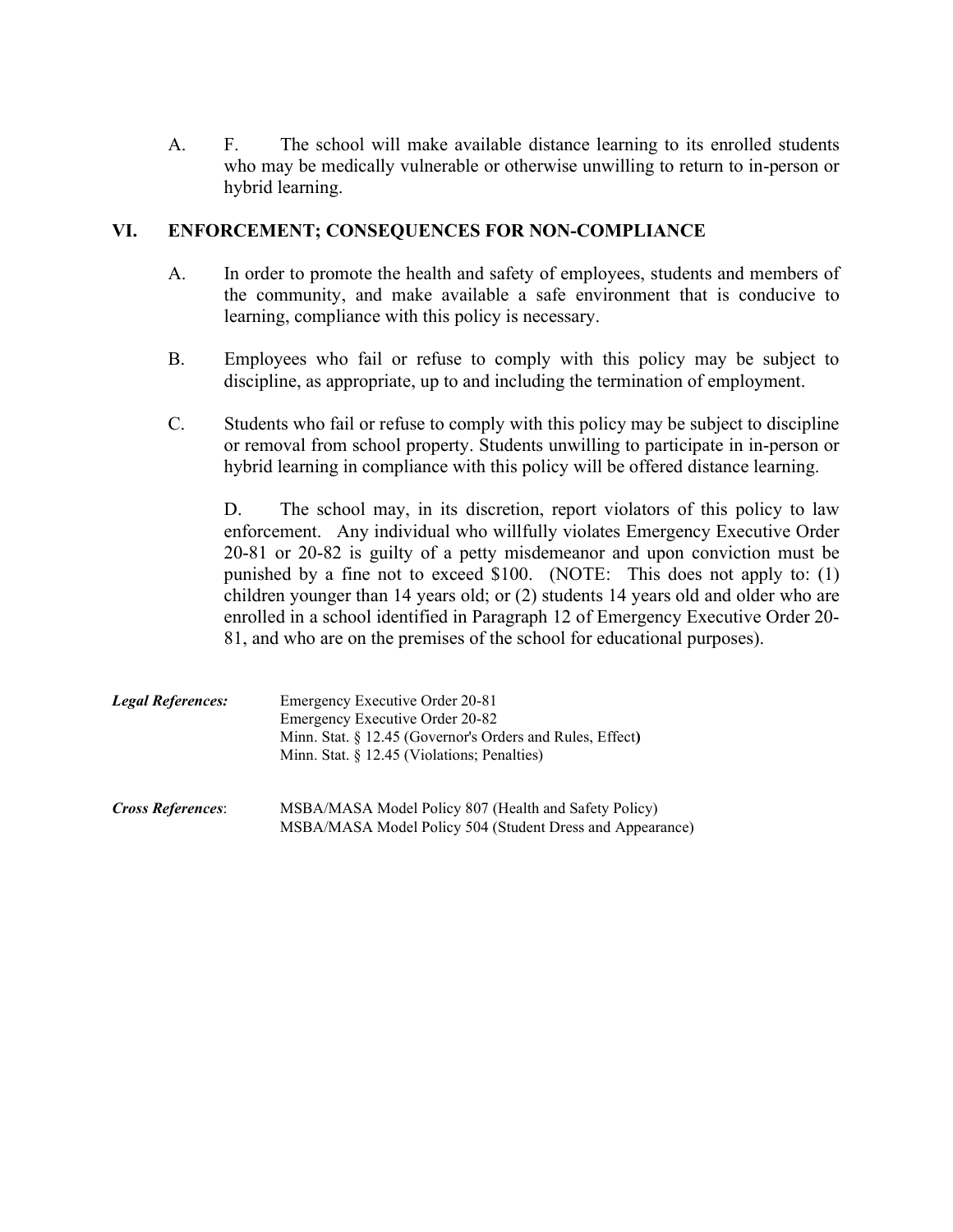A. F. The school will make available distance learning to its enrolled students who may be medically vulnerable or otherwise unwilling to return to in-person or hybrid learning.

## VI. ENFORCEMENT; CONSEQUENCES FOR NON-COMPLIANCE

A. In order to promote the health and safety of employees, students and members of the community, and make available a safe environment that is conducive to learning, compliance with this policy is necessary.

B. Employees who fail or refuse to comply with this policy may be subject to discipline, as appropriate, up to and including the termination of employment.

C. Students who fail or refuse to comply with this policy may be subject to discipline or removal from school property. Students unwilling to participate in in-person or hybrid learning in compliance with this policy will be offered distance learning.

D. The school may, in its discretion, report violators of this policy to law enforcement. Any individual who willfully violates Emergency Executive Order 20-81 or 20-82 is guilty of a petty misdemeanor and upon conviction must be punished by a fine not to exceed $100. (NOTE: This does not apply to: (1) children younger than 14 years old; or (2) students 14 years old and older who are enrolled in a school identified in Paragraph 12 of Emergency Executive Order 20-81, and who are on the premises of the school for educational purposes).

***Legal References:***

Emergency Executive Order 20-81
Emergency Executive Order 20-82
Minn. Stat. § 12.45 (Governor's Orders and Rules, Effect)
Minn. Stat. § 12.45 (Violations; Penalties)

***Cross References*:**

MSBA/MASA Model Policy 807 (Health and Safety Policy)
MSBA/MASA Model Policy 504 (Student Dress and Appearance)